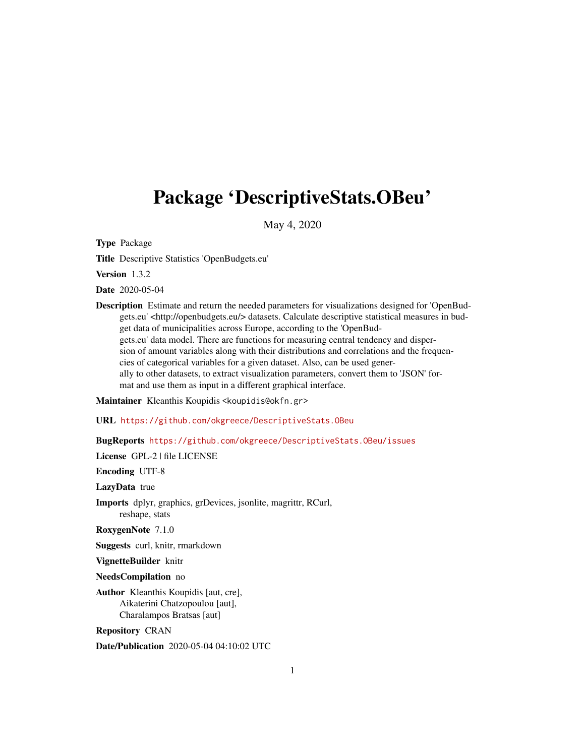# Package 'DescriptiveStats.OBeu'

May 4, 2020

**Type** Package

**Title** Descriptive Statistics 'OpenBudgets.eu'

**Version** 1.3.2

**Date** 2020-05-04

**Description** Estimate and return the needed parameters for visualizations designed for 'OpenBudgets.eu' <http://openbudgets.eu/> datasets. Calculate descriptive statistical measures in budget data of municipalities across Europe, according to the 'OpenBudgets.eu' data model. There are functions for measuring central tendency and dispersion of amount variables along with their distributions and correlations and the frequencies of categorical variables for a given dataset. Also, can be used generally to other datasets, to extract visualization parameters, convert them to 'JSON' format and use them as input in a different graphical interface.

**Maintainer** Kleanthis Koupidis <koupidis@okfn.gr>

**URL** https://github.com/okgreece/DescriptiveStats.OBeu

**BugReports** https://github.com/okgreece/DescriptiveStats.OBeu/issues

**License** GPL-2 | file LICENSE

**Encoding** UTF-8

**LazyData** true

**Imports** dplyr, graphics, grDevices, jsonlite, magrittr, RCurl, reshape, stats

**RoxygenNote** 7.1.0

**Suggests** curl, knitr, rmarkdown

**VignetteBuilder** knitr

**NeedsCompilation** no

**Author** Kleanthis Koupidis [aut, cre], Aikaterini Chatzopoulou [aut], Charalampos Bratsas [aut]

**Repository** CRAN

**Date/Publication** 2020-05-04 04:10:02 UTC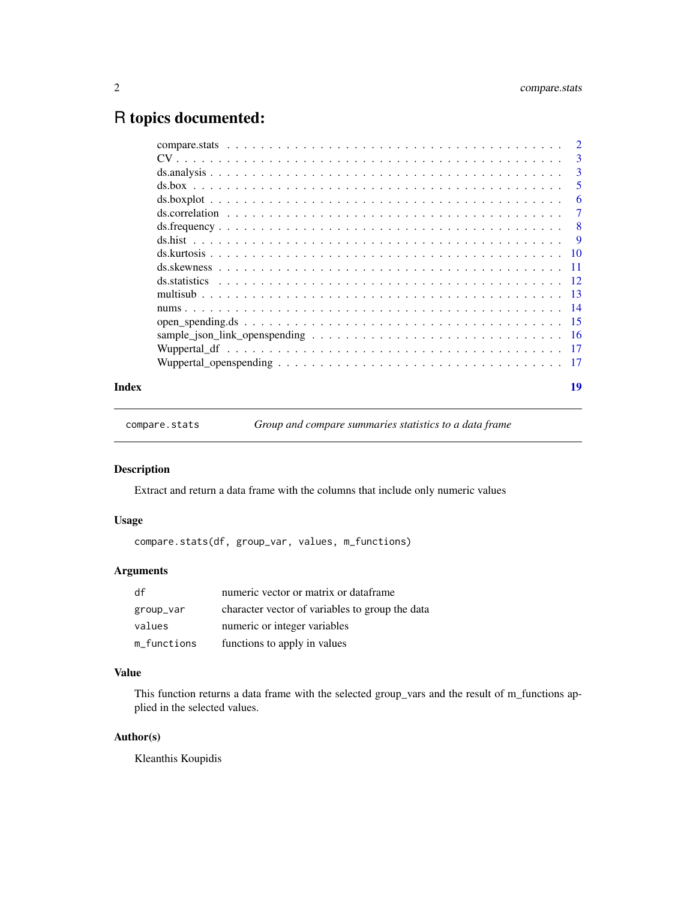# R topics documented:

compare.stats . . . . . . . . . . . . . . . . . . . . . . . . . . . . . . . . . . . . . . . 2
CV . . . . . . . . . . . . . . . . . . . . . . . . . . . . . . . . . . . . . . . . . . . . . 3
ds.analysis . . . . . . . . . . . . . . . . . . . . . . . . . . . . . . . . . . . . . . . . . 3
ds.box . . . . . . . . . . . . . . . . . . . . . . . . . . . . . . . . . . . . . . . . . . . 5
ds.boxplot . . . . . . . . . . . . . . . . . . . . . . . . . . . . . . . . . . . . . . . . . 6
ds.correlation . . . . . . . . . . . . . . . . . . . . . . . . . . . . . . . . . . . . . . . 7
ds.frequency . . . . . . . . . . . . . . . . . . . . . . . . . . . . . . . . . . . . . . . . 8
ds.hist . . . . . . . . . . . . . . . . . . . . . . . . . . . . . . . . . . . . . . . . . . . 9
ds.kurtosis . . . . . . . . . . . . . . . . . . . . . . . . . . . . . . . . . . . . . . . . . 10
ds.skewness . . . . . . . . . . . . . . . . . . . . . . . . . . . . . . . . . . . . . . . . 11
ds.statistics . . . . . . . . . . . . . . . . . . . . . . . . . . . . . . . . . . . . . . . . 12
multisub . . . . . . . . . . . . . . . . . . . . . . . . . . . . . . . . . . . . . . . . . . 13
nums . . . . . . . . . . . . . . . . . . . . . . . . . . . . . . . . . . . . . . . . . . . . 14
open_spending.ds . . . . . . . . . . . . . . . . . . . . . . . . . . . . . . . . . . . . . 15
sample_json_link_openspending . . . . . . . . . . . . . . . . . . . . . . . . . . . . . . 16
Wuppertal_df . . . . . . . . . . . . . . . . . . . . . . . . . . . . . . . . . . . . . . . . 17
Wuppertal_openspending . . . . . . . . . . . . . . . . . . . . . . . . . . . . . . . . . . 17

**Index** **19**

---

`compare.stats` *Group and compare summaries statistics to a data frame*

---

### Description

Extract and return a data frame with the columns that include only numeric values

### Usage

```
compare.stats(df, group_var, values, m_functions)
```

### Arguments

| | |
|---|---|
| `df` | numeric vector or matrix or dataframe |
| `group_var` | character vector of variables to group the data |
| `values` | numeric or integer variables |
| `m_functions` | functions to apply in values |

### Value

This function returns a data frame with the selected group_vars and the result of m_functions applied in the selected values.

### Author(s)

Kleanthis Koupidis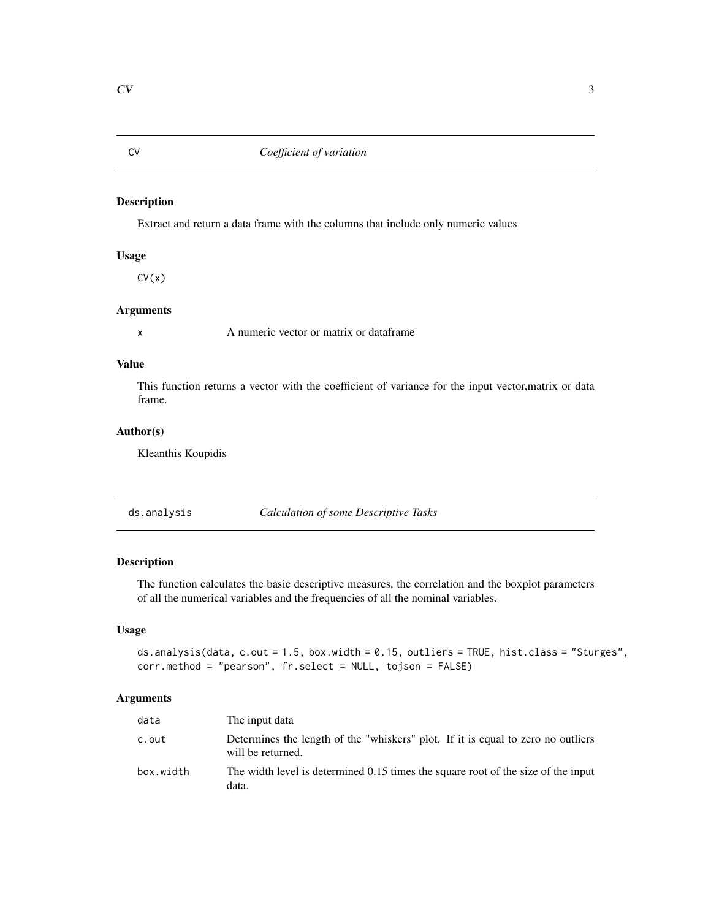## CV — *Coefficient of variation*

### Description

Extract and return a data frame with the columns that include only numeric values

### Usage

```
CV(x)
```

### Arguments

| | |
|---|---|
| x | A numeric vector or matrix or dataframe |

### Value

This function returns a vector with the coefficient of variance for the input vector,matrix or data frame.

### Author(s)

Kleanthis Koupidis

## ds.analysis — *Calculation of some Descriptive Tasks*

### Description

The function calculates the basic descriptive measures, the correlation and the boxplot parameters of all the numerical variables and the frequencies of all the nominal variables.

### Usage

```
ds.analysis(data, c.out = 1.5, box.width = 0.15, outliers = TRUE, hist.class = "Sturges",
corr.method = "pearson", fr.select = NULL, tojson = FALSE)
```

### Arguments

| | |
|---|---|
| data | The input data |
| c.out | Determines the length of the "whiskers" plot. If it is equal to zero no outliers will be returned. |
| box.width | The width level is determined 0.15 times the square root of the size of the input data. |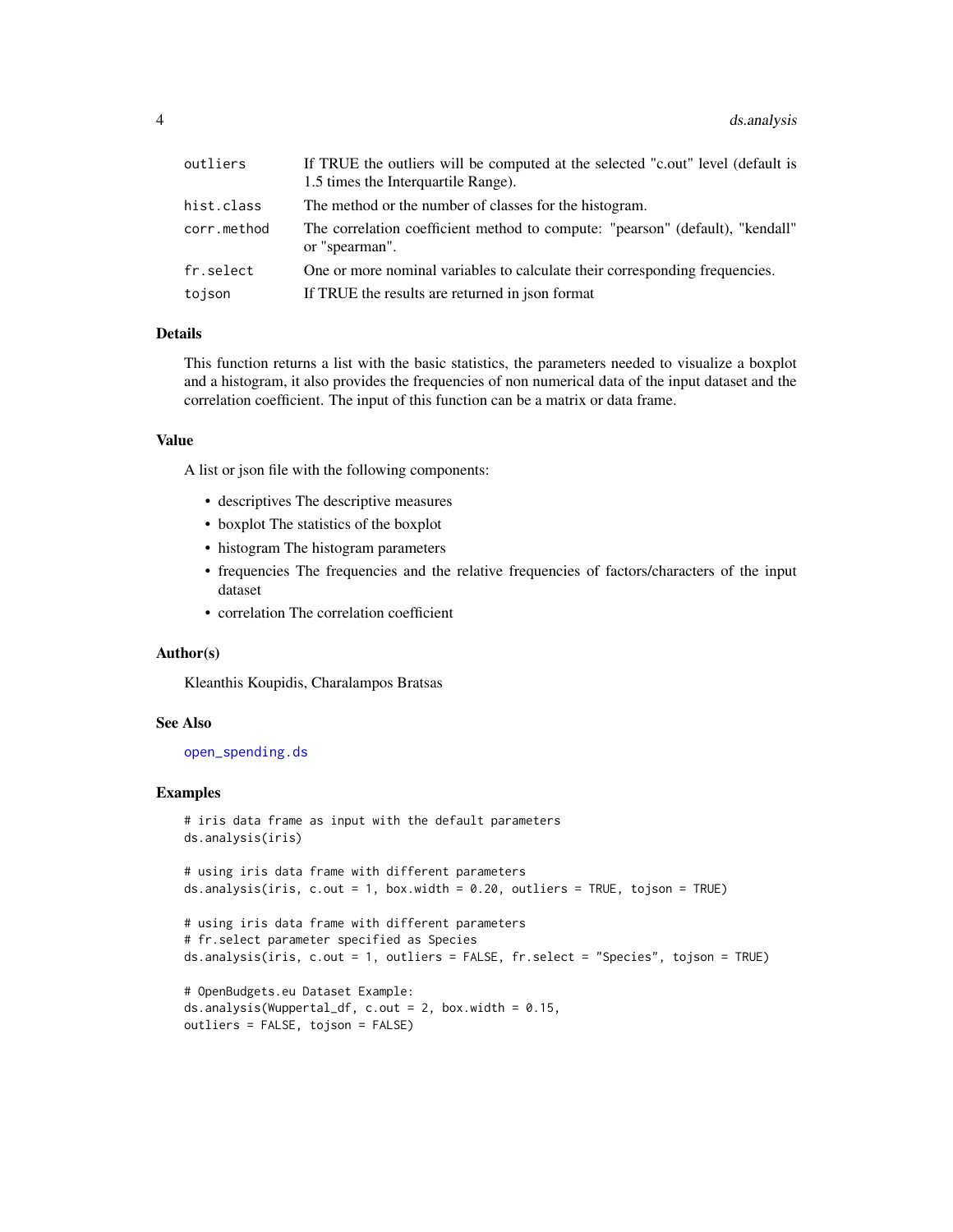| | |
|---|---|
| outliers | If TRUE the outliers will be computed at the selected "c.out" level (default is 1.5 times the Interquartile Range). |
| hist.class | The method or the number of classes for the histogram. |
| corr.method | The correlation coefficient method to compute: "pearson" (default), "kendall" or "spearman". |
| fr.select | One or more nominal variables to calculate their corresponding frequencies. |
| tojson | If TRUE the results are returned in json format |

## Details

This function returns a list with the basic statistics, the parameters needed to visualize a boxplot and a histogram, it also provides the frequencies of non numerical data of the input dataset and the correlation coefficient. The input of this function can be a matrix or data frame.

## Value

A list or json file with the following components:

- descriptives The descriptive measures
- boxplot The statistics of the boxplot
- histogram The histogram parameters
- frequencies The frequencies and the relative frequencies of factors/characters of the input dataset
- correlation The correlation coefficient

## Author(s)

Kleanthis Koupidis, Charalampos Bratsas

## See Also

open_spending.ds

## Examples

```
# iris data frame as input with the default parameters
ds.analysis(iris)

# using iris data frame with different parameters
ds.analysis(iris, c.out = 1, box.width = 0.20, outliers = TRUE, tojson = TRUE)

# using iris data frame with different parameters
# fr.select parameter specified as Species
ds.analysis(iris, c.out = 1, outliers = FALSE, fr.select = "Species", tojson = TRUE)

# OpenBudgets.eu Dataset Example:
ds.analysis(Wuppertal_df, c.out = 2, box.width = 0.15,
outliers = FALSE, tojson = FALSE)
```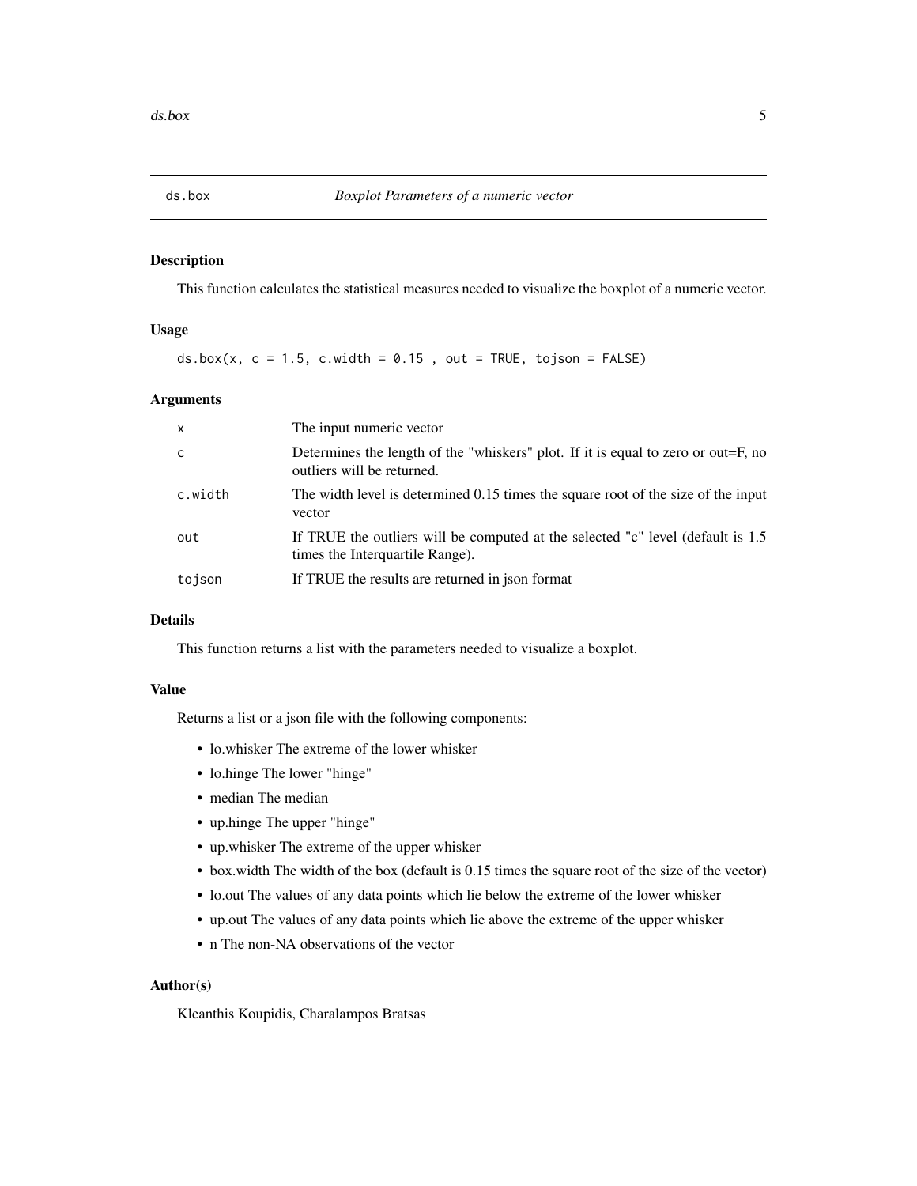## ds.box — *Boxplot Parameters of a numeric vector*

### Description

This function calculates the statistical measures needed to visualize the boxplot of a numeric vector.

### Usage

```
ds.box(x, c = 1.5, c.width = 0.15 , out = TRUE, tojson = FALSE)
```

### Arguments

| | |
|---|---|
| x | The input numeric vector |
| c | Determines the length of the "whiskers" plot. If it is equal to zero or out=F, no outliers will be returned. |
| c.width | The width level is determined 0.15 times the square root of the size of the input vector |
| out | If TRUE the outliers will be computed at the selected "c" level (default is 1.5 times the Interquartile Range). |
| tojson | If TRUE the results are returned in json format |

### Details

This function returns a list with the parameters needed to visualize a boxplot.

### Value

Returns a list or a json file with the following components:

- lo.whisker The extreme of the lower whisker
- lo.hinge The lower "hinge"
- median The median
- up.hinge The upper "hinge"
- up.whisker The extreme of the upper whisker
- box.width The width of the box (default is 0.15 times the square root of the size of the vector)
- lo.out The values of any data points which lie below the extreme of the lower whisker
- up.out The values of any data points which lie above the extreme of the upper whisker
- n The non-NA observations of the vector

### Author(s)

Kleanthis Koupidis, Charalampos Bratsas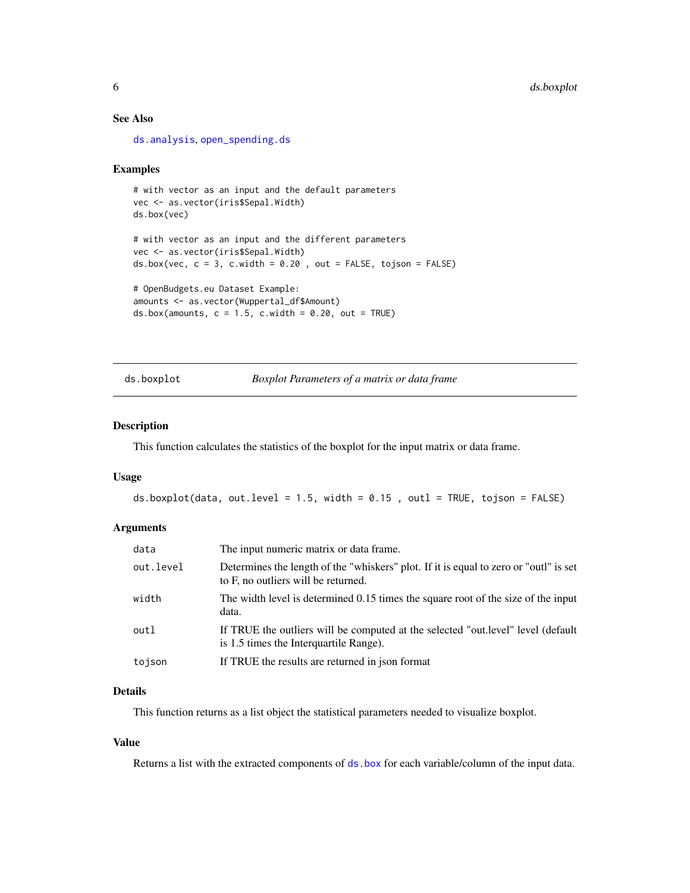### See Also

ds.analysis, open_spending.ds

### Examples

```
# with vector as an input and the default parameters
vec <- as.vector(iris$Sepal.Width)
ds.box(vec)

# with vector as an input and the different parameters
vec <- as.vector(iris$Sepal.Width)
ds.box(vec, c = 3, c.width = 0.20 , out = FALSE, tojson = FALSE)

# OpenBudgets.eu Dataset Example:
amounts <- as.vector(Wuppertal_df$Amount)
ds.box(amounts, c = 1.5, c.width = 0.20, out = TRUE)
```

---

## ds.boxplot — *Boxplot Parameters of a matrix or data frame*

### Description

This function calculates the statistics of the boxplot for the input matrix or data frame.

### Usage

```
ds.boxplot(data, out.level = 1.5, width = 0.15 , outl = TRUE, tojson = FALSE)
```

### Arguments

| | |
|---|---|
| data | The input numeric matrix or data frame. |
| out.level | Determines the length of the "whiskers" plot. If it is equal to zero or "outl" is set to F, no outliers will be returned. |
| width | The width level is determined 0.15 times the square root of the size of the input data. |
| outl | If TRUE the outliers will be computed at the selected "out.level" level (default is 1.5 times the Interquartile Range). |
| tojson | If TRUE the results are returned in json format |

### Details

This function returns as a list object the statistical parameters needed to visualize boxplot.

### Value

Returns a list with the extracted components of ds.box for each variable/column of the input data.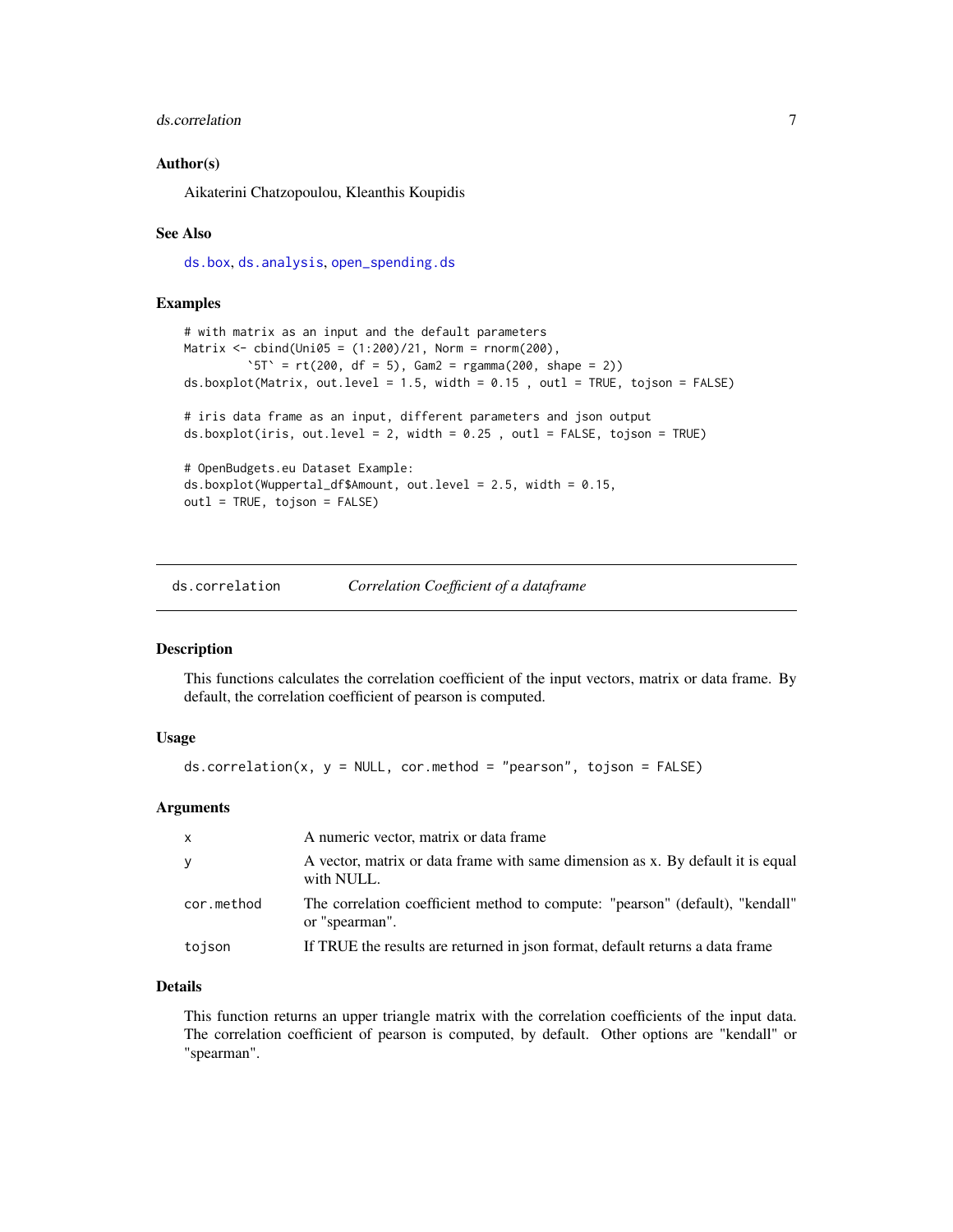### Author(s)

Aikaterini Chatzopoulou, Kleanthis Koupidis

### See Also

ds.box, ds.analysis, open_spending.ds

### Examples

```
# with matrix as an input and the default parameters
Matrix <- cbind(Uni05 = (1:200)/21, Norm = rnorm(200),
        `5T` = rt(200, df = 5), Gam2 = rgamma(200, shape = 2))
ds.boxplot(Matrix, out.level = 1.5, width = 0.15 , outl = TRUE, tojson = FALSE)

# iris data frame as an input, different parameters and json output
ds.boxplot(iris, out.level = 2, width = 0.25 , outl = FALSE, tojson = TRUE)

# OpenBudgets.eu Dataset Example:
ds.boxplot(Wuppertal_df$Amount, out.level = 2.5, width = 0.15,
outl = TRUE, tojson = FALSE)
```

---

## ds.correlation &nbsp;&nbsp;&nbsp; *Correlation Coefficient of a dataframe*

---

### Description

This functions calculates the correlation coefficient of the input vectors, matrix or data frame. By default, the correlation coefficient of pearson is computed.

### Usage

```
ds.correlation(x, y = NULL, cor.method = "pearson", tojson = FALSE)
```

### Arguments

| | |
|---|---|
| x | A numeric vector, matrix or data frame |
| y | A vector, matrix or data frame with same dimension as x. By default it is equal with NULL. |
| cor.method | The correlation coefficient method to compute: "pearson" (default), "kendall" or "spearman". |
| tojson | If TRUE the results are returned in json format, default returns a data frame |

### Details

This function returns an upper triangle matrix with the correlation coefficients of the input data. The correlation coefficient of pearson is computed, by default. Other options are "kendall" or "spearman".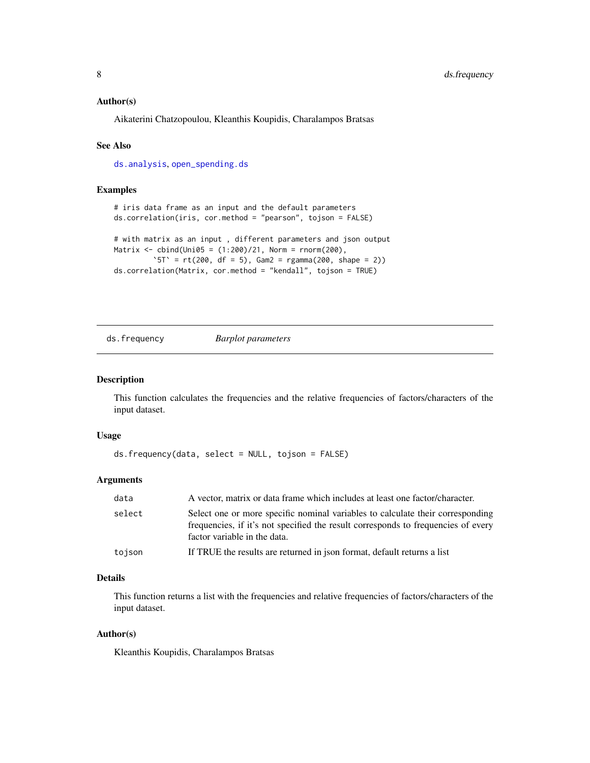### Author(s)

Aikaterini Chatzopoulou, Kleanthis Koupidis, Charalampos Bratsas

### See Also

ds.analysis, open_spending.ds

### Examples

```
# iris data frame as an input and the default parameters
ds.correlation(iris, cor.method = "pearson", tojson = FALSE)

# with matrix as an input , different parameters and json output
Matrix <- cbind(Uni05 = (1:200)/21, Norm = rnorm(200),
        `5T` = rt(200, df = 5), Gam2 = rgamma(200, shape = 2))
ds.correlation(Matrix, cor.method = "kendall", tojson = TRUE)
```

---

## ds.frequency — *Barplot parameters*

### Description

This function calculates the frequencies and the relative frequencies of factors/characters of the input dataset.

### Usage

```
ds.frequency(data, select = NULL, tojson = FALSE)
```

### Arguments

| | |
|---|---|
| data | A vector, matrix or data frame which includes at least one factor/character. |
| select | Select one or more specific nominal variables to calculate their corresponding frequencies, if it's not specified the result corresponds to frequencies of every factor variable in the data. |
| tojson | If TRUE the results are returned in json format, default returns a list |

### Details

This function returns a list with the frequencies and relative frequencies of factors/characters of the input dataset.

### Author(s)

Kleanthis Koupidis, Charalampos Bratsas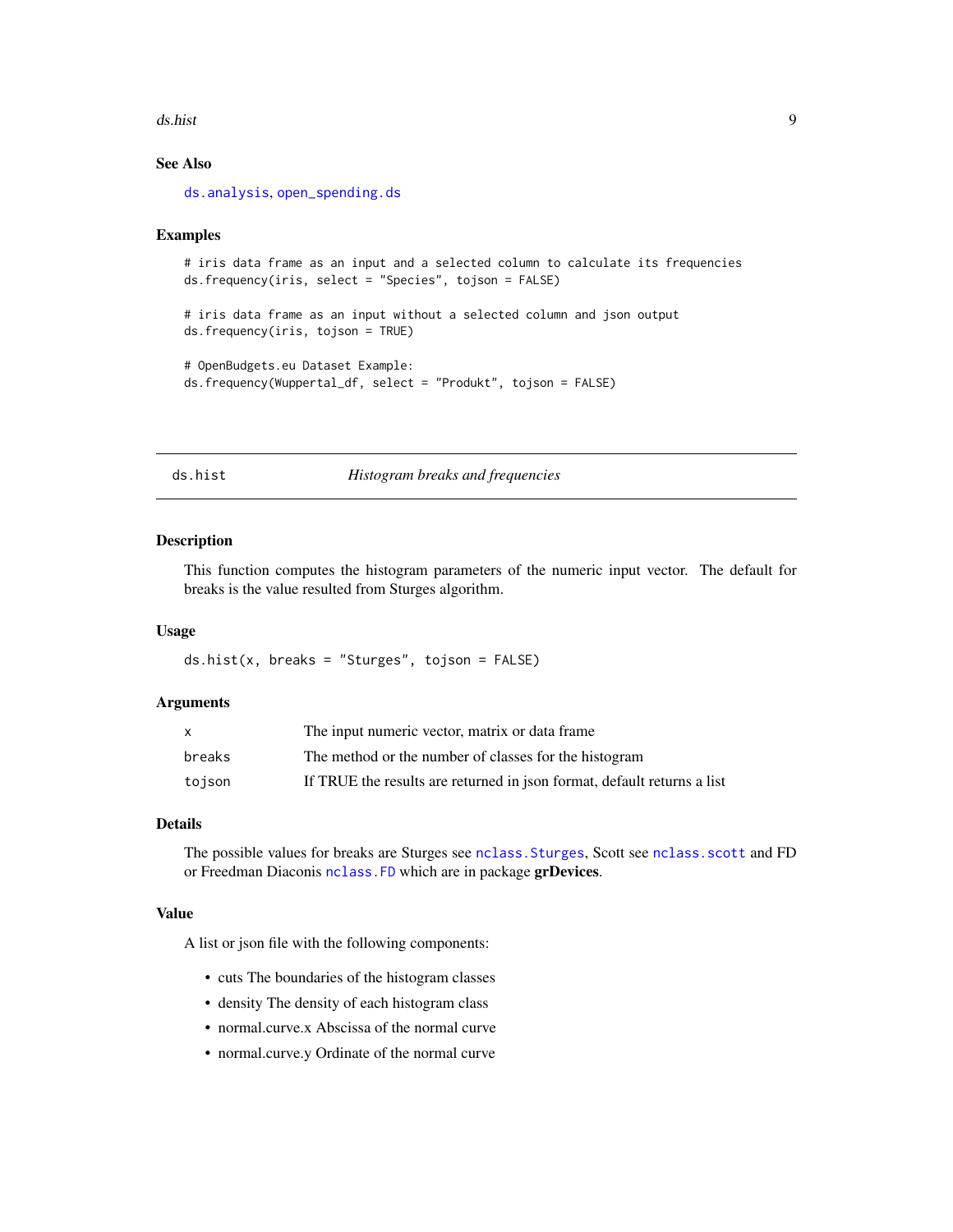## See Also

ds.analysis, open_spending.ds

## Examples

```
# iris data frame as an input and a selected column to calculate its frequencies
ds.frequency(iris, select = "Species", tojson = FALSE)

# iris data frame as an input without a selected column and json output
ds.frequency(iris, tojson = TRUE)

# OpenBudgets.eu Dataset Example:
ds.frequency(Wuppertal_df, select = "Produkt", tojson = FALSE)
```

---

# ds.hist — *Histogram breaks and frequencies*

## Description

This function computes the histogram parameters of the numeric input vector. The default for breaks is the value resulted from Sturges algorithm.

## Usage

```
ds.hist(x, breaks = "Sturges", tojson = FALSE)
```

## Arguments

| | |
|---|---|
| x | The input numeric vector, matrix or data frame |
| breaks | The method or the number of classes for the histogram |
| tojson | If TRUE the results are returned in json format, default returns a list |

## Details

The possible values for breaks are Sturges see nclass.Sturges, Scott see nclass.scott and FD or Freedman Diaconis nclass.FD which are in package **grDevices**.

## Value

A list or json file with the following components:

- cuts The boundaries of the histogram classes
- density The density of each histogram class
- normal.curve.x Abscissa of the normal curve
- normal.curve.y Ordinate of the normal curve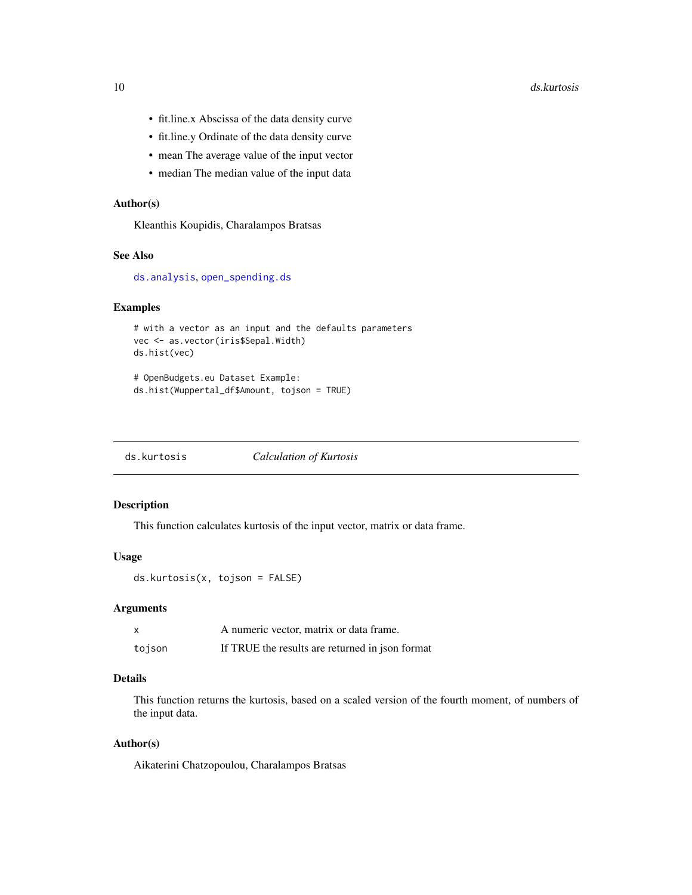- fit.line.x Abscissa of the data density curve
- fit.line.y Ordinate of the data density curve
- mean The average value of the input vector
- median The median value of the input data

### Author(s)

Kleanthis Koupidis, Charalampos Bratsas

### See Also

ds.analysis, open_spending.ds

### Examples

```
# with a vector as an input and the defaults parameters
vec <- as.vector(iris$Sepal.Width)
ds.hist(vec)

# OpenBudgets.eu Dataset Example:
ds.hist(Wuppertal_df$Amount, tojson = TRUE)
```

---

## ds.kurtosis — *Calculation of Kurtosis*

---

### Description

This function calculates kurtosis of the input vector, matrix or data frame.

### Usage

```
ds.kurtosis(x, tojson = FALSE)
```

### Arguments

| | |
|---|---|
| x | A numeric vector, matrix or data frame. |
| tojson | If TRUE the results are returned in json format |

### Details

This function returns the kurtosis, based on a scaled version of the fourth moment, of numbers of the input data.

### Author(s)

Aikaterini Chatzopoulou, Charalampos Bratsas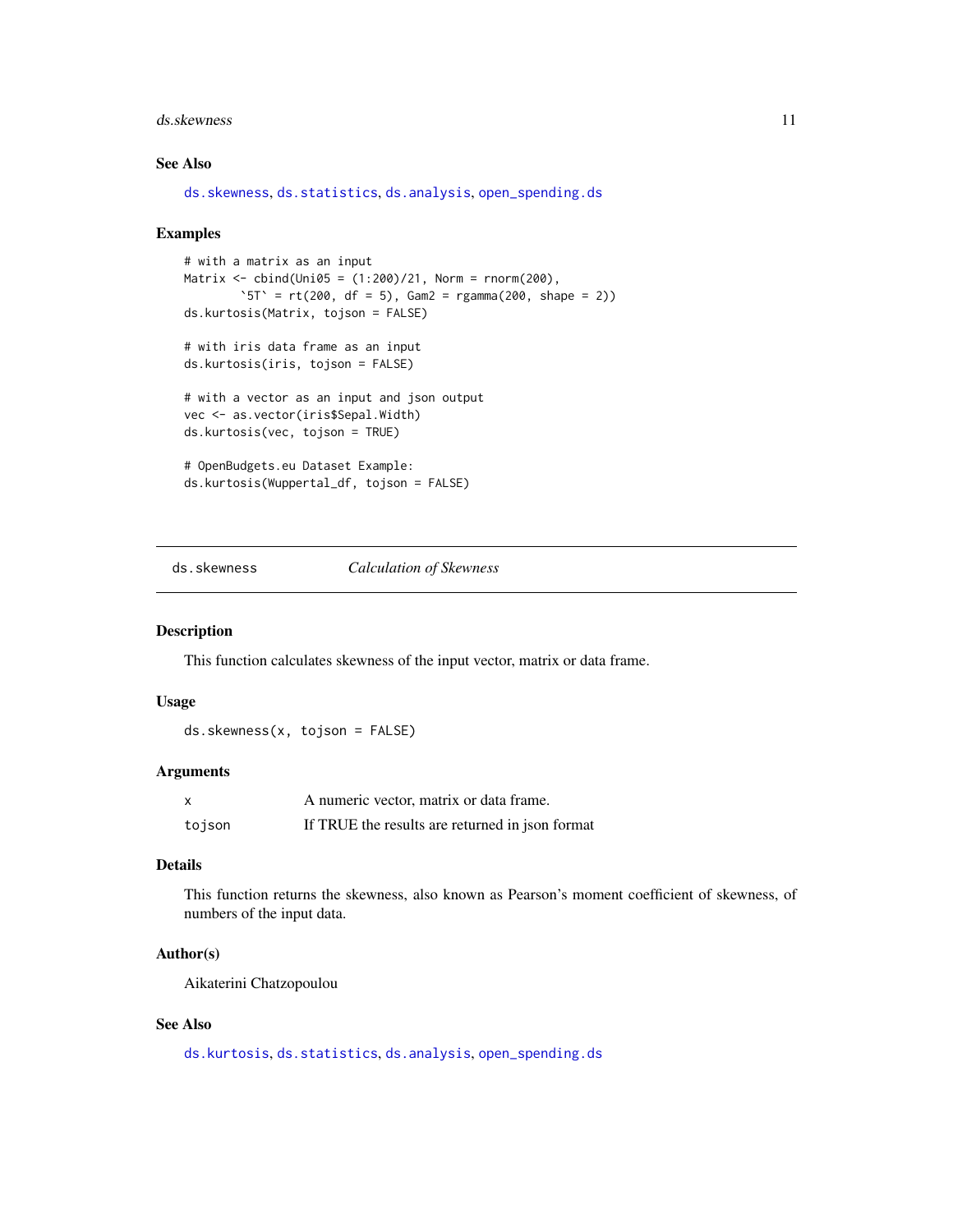### See Also

ds.skewness, ds.statistics, ds.analysis, open_spending.ds

### Examples

```
# with a matrix as an input
Matrix <- cbind(Uni05 = (1:200)/21, Norm = rnorm(200),
        `5T` = rt(200, df = 5), Gam2 = rgamma(200, shape = 2))
ds.kurtosis(Matrix, tojson = FALSE)

# with iris data frame as an input
ds.kurtosis(iris, tojson = FALSE)

# with a vector as an input and json output
vec <- as.vector(iris$Sepal.Width)
ds.kurtosis(vec, tojson = TRUE)

# OpenBudgets.eu Dataset Example:
ds.kurtosis(Wuppertal_df, tojson = FALSE)
```

---

## ds.skewness — *Calculation of Skewness*

### Description

This function calculates skewness of the input vector, matrix or data frame.

### Usage

```
ds.skewness(x, tojson = FALSE)
```

### Arguments

| | |
|---|---|
| x | A numeric vector, matrix or data frame. |
| tojson | If TRUE the results are returned in json format |

### Details

This function returns the skewness, also known as Pearson's moment coefficient of skewness, of numbers of the input data.

### Author(s)

Aikaterini Chatzopoulou

### See Also

ds.kurtosis, ds.statistics, ds.analysis, open_spending.ds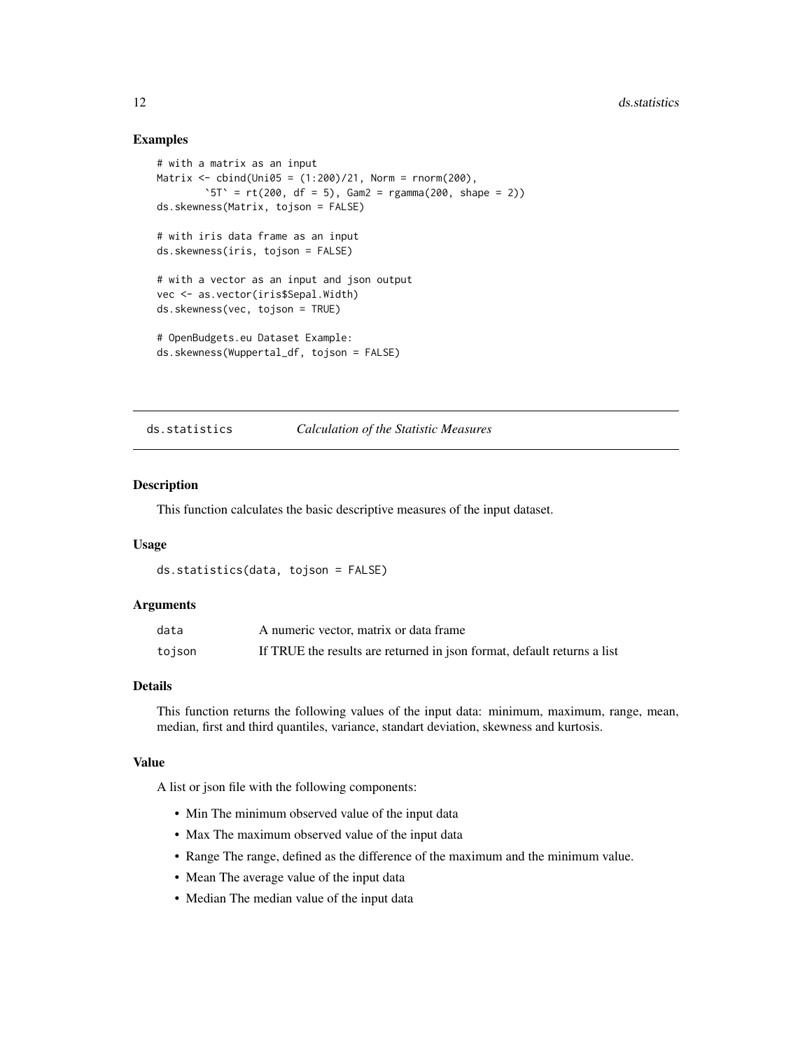### Examples

```
# with a matrix as an input
Matrix <- cbind(Uni05 = (1:200)/21, Norm = rnorm(200),
        `5T` = rt(200, df = 5), Gam2 = rgamma(200, shape = 2))
ds.skewness(Matrix, tojson = FALSE)

# with iris data frame as an input
ds.skewness(iris, tojson = FALSE)

# with a vector as an input and json output
vec <- as.vector(iris$Sepal.Width)
ds.skewness(vec, tojson = TRUE)

# OpenBudgets.eu Dataset Example:
ds.skewness(Wuppertal_df, tojson = FALSE)
```

---

## ds.statistics — *Calculation of the Statistic Measures*

---

### Description

This function calculates the basic descriptive measures of the input dataset.

### Usage

```
ds.statistics(data, tojson = FALSE)
```

### Arguments

| | |
|---|---|
| data | A numeric vector, matrix or data frame |
| tojson | If TRUE the results are returned in json format, default returns a list |

### Details

This function returns the following values of the input data: minimum, maximum, range, mean, median, first and third quantiles, variance, standart deviation, skewness and kurtosis.

### Value

A list or json file with the following components:

- Min The minimum observed value of the input data
- Max The maximum observed value of the input data
- Range The range, defined as the difference of the maximum and the minimum value.
- Mean The average value of the input data
- Median The median value of the input data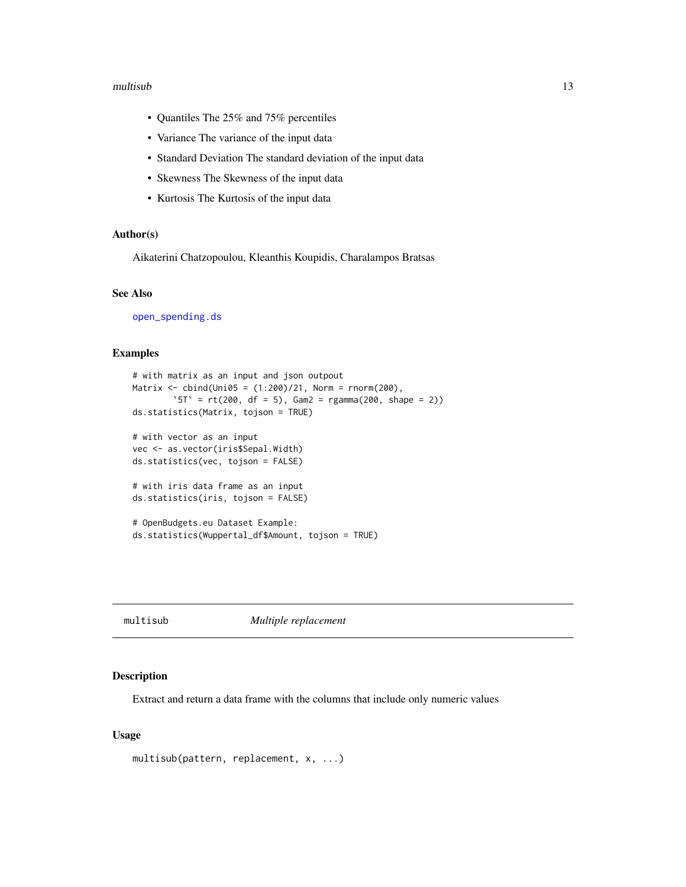- Quantiles The 25% and 75% percentiles
- Variance The variance of the input data
- Standard Deviation The standard deviation of the input data
- Skewness The Skewness of the input data
- Kurtosis The Kurtosis of the input data

### Author(s)

Aikaterini Chatzopoulou, Kleanthis Koupidis, Charalampos Bratsas

### See Also

open_spending.ds

### Examples

```
# with matrix as an input and json outpout
Matrix <- cbind(Uni05 = (1:200)/21, Norm = rnorm(200),
        `5T` = rt(200, df = 5), Gam2 = rgamma(200, shape = 2))
ds.statistics(Matrix, tojson = TRUE)

# with vector as an input
vec <- as.vector(iris$Sepal.Width)
ds.statistics(vec, tojson = FALSE)

# with iris data frame as an input
ds.statistics(iris, tojson = FALSE)

# OpenBudgets.eu Dataset Example:
ds.statistics(Wuppertal_df$Amount, tojson = TRUE)
```

---

## multisub — *Multiple replacement*

### Description

Extract and return a data frame with the columns that include only numeric values

### Usage

```
multisub(pattern, replacement, x, ...)
```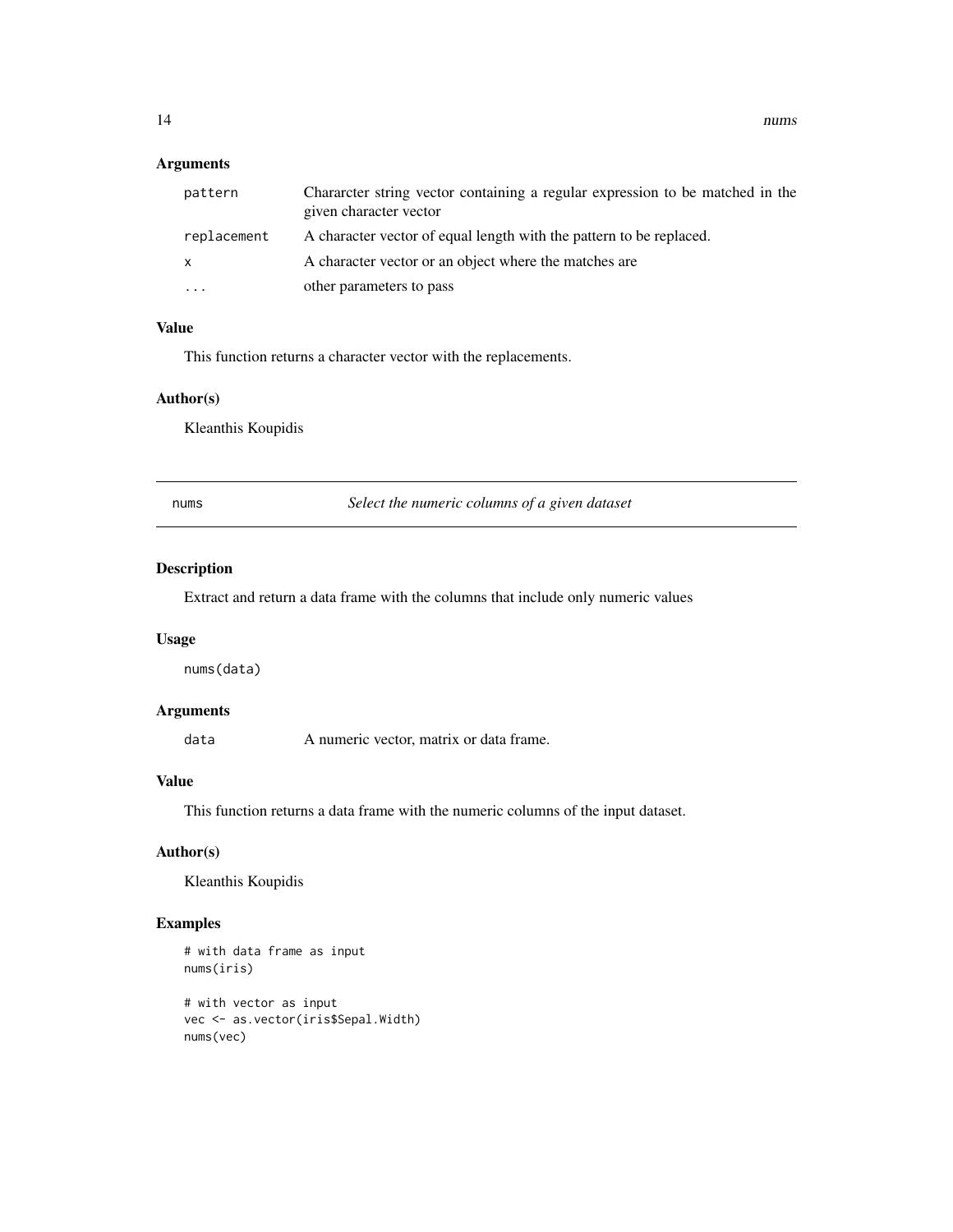### Arguments

| | |
|---|---|
| pattern | Chararcter string vector containing a regular expression to be matched in the given character vector |
| replacement | A character vector of equal length with the pattern to be replaced. |
| x | A character vector or an object where the matches are |
| ... | other parameters to pass |

### Value

This function returns a character vector with the replacements.

### Author(s)

Kleanthis Koupidis

---

## nums — *Select the numeric columns of a given dataset*

### Description

Extract and return a data frame with the columns that include only numeric values

### Usage

```
nums(data)
```

### Arguments

| | |
|---|---|
| data | A numeric vector, matrix or data frame. |

### Value

This function returns a data frame with the numeric columns of the input dataset.

### Author(s)

Kleanthis Koupidis

### Examples

```
# with data frame as input
nums(iris)

# with vector as input
vec <- as.vector(iris$Sepal.Width)
nums(vec)
```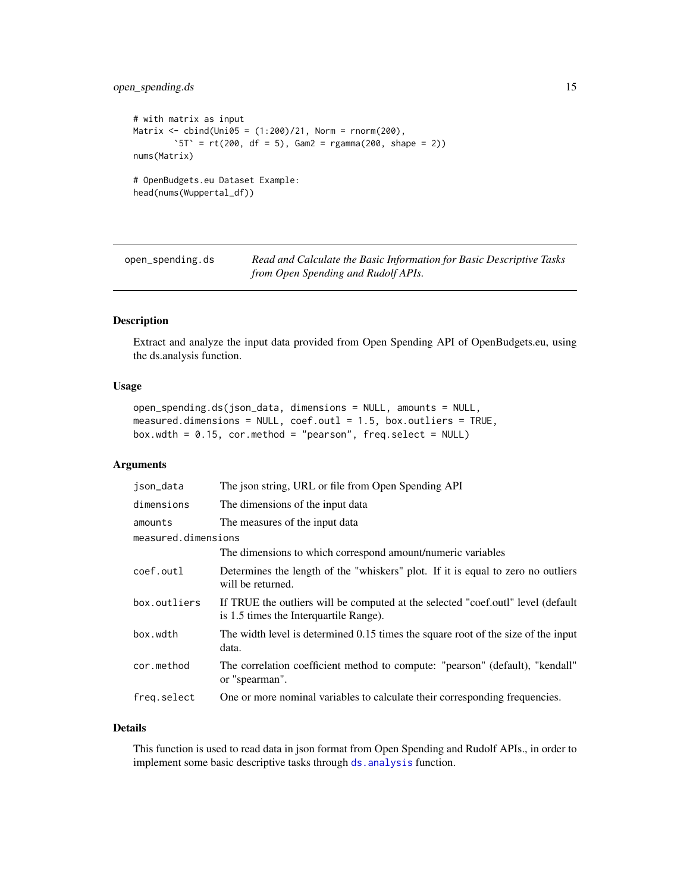```
# with matrix as input
Matrix <- cbind(Uni05 = (1:200)/21, Norm = rnorm(200),
        `5T` = rt(200, df = 5), Gam2 = rgamma(200, shape = 2))
nums(Matrix)

# OpenBudgets.eu Dataset Example:
head(nums(Wuppertal_df))
```

---

## open_spending.ds — *Read and Calculate the Basic Information for Basic Descriptive Tasks from Open Spending and Rudolf APIs.*

---

### Description

Extract and analyze the input data provided from Open Spending API of OpenBudgets.eu, using the ds.analysis function.

### Usage

```
open_spending.ds(json_data, dimensions = NULL, amounts = NULL,
measured.dimensions = NULL, coef.outl = 1.5, box.outliers = TRUE,
box.wdth = 0.15, cor.method = "pearson", freq.select = NULL)
```

### Arguments

| | |
|---|---|
| `json_data` | The json string, URL or file from Open Spending API |
| `dimensions` | The dimensions of the input data |
| `amounts` | The measures of the input data |
| `measured.dimensions` | The dimensions to which correspond amount/numeric variables |
| `coef.outl` | Determines the length of the "whiskers" plot. If it is equal to zero no outliers will be returned. |
| `box.outliers` | If TRUE the outliers will be computed at the selected "coef.outl" level (default is 1.5 times the Interquartile Range). |
| `box.wdth` | The width level is determined 0.15 times the square root of the size of the input data. |
| `cor.method` | The correlation coefficient method to compute: "pearson" (default), "kendall" or "spearman". |
| `freq.select` | One or more nominal variables to calculate their corresponding frequencies. |

### Details

This function is used to read data in json format from Open Spending and Rudolf APIs., in order to implement some basic descriptive tasks through `ds.analysis` function.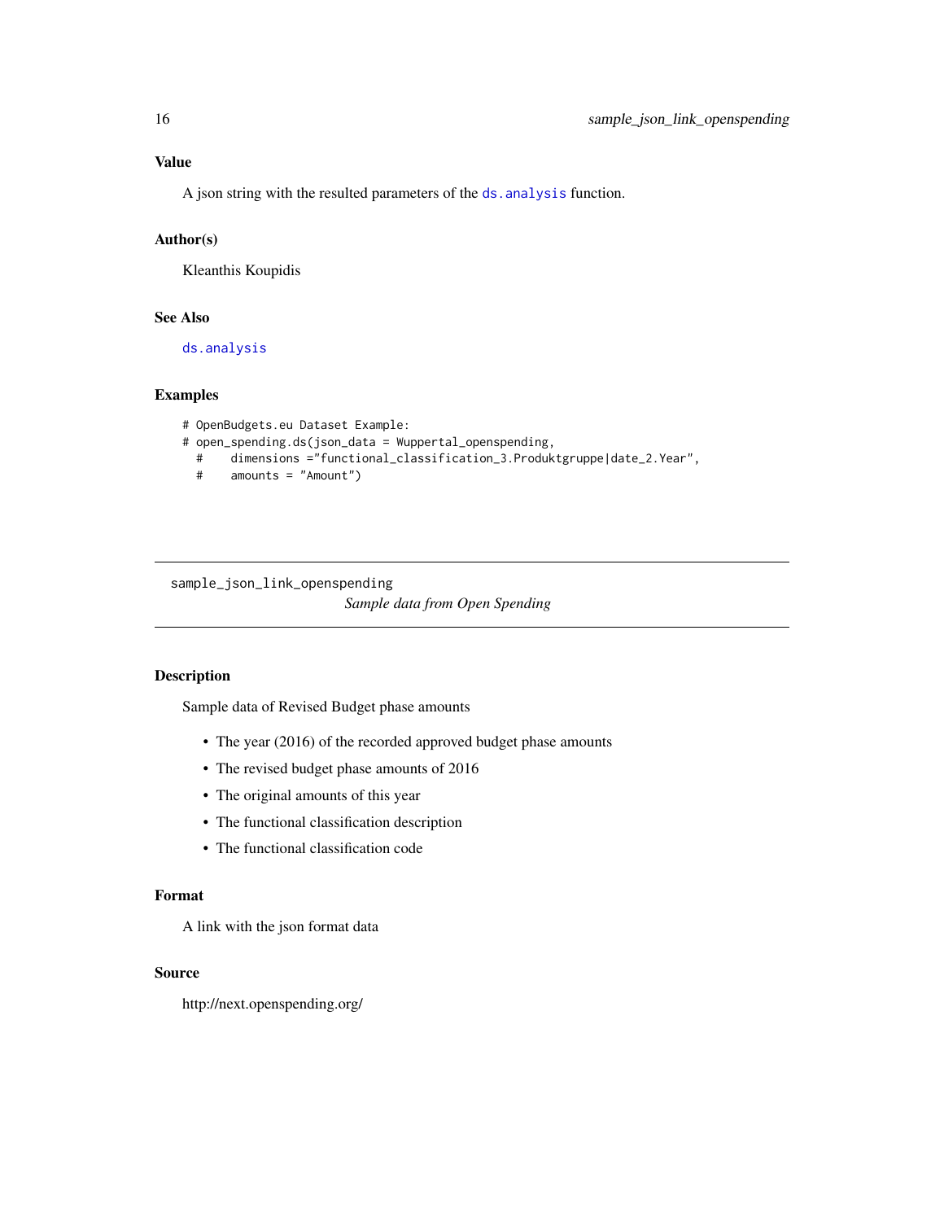### Value

A json string with the resulted parameters of the `ds.analysis` function.

### Author(s)

Kleanthis Koupidis

### See Also

`ds.analysis`

### Examples

```
# OpenBudgets.eu Dataset Example:
# open_spending.ds(json_data = Wuppertal_openspending,
  #    dimensions ="functional_classification_3.Produktgruppe|date_2.Year",
  #    amounts = "Amount")
```

---

## sample_json_link_openspending
*Sample data from Open Spending*

---

### Description

Sample data of Revised Budget phase amounts

- The year (2016) of the recorded approved budget phase amounts
- The revised budget phase amounts of 2016
- The original amounts of this year
- The functional classification description
- The functional classification code

### Format

A link with the json format data

### Source

http://next.openspending.org/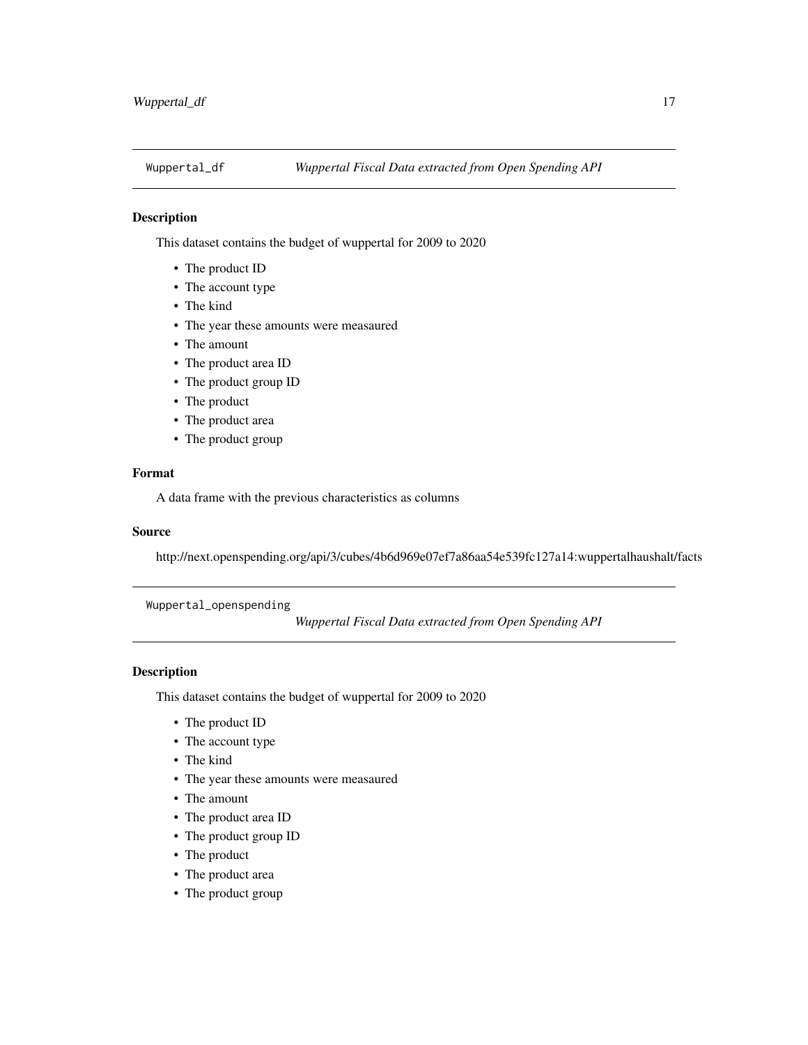## Wuppertal_df *Wuppertal Fiscal Data extracted from Open Spending API*

### Description

This dataset contains the budget of wuppertal for 2009 to 2020

- The product ID
- The account type
- The kind
- The year these amounts were measaured
- The amount
- The product area ID
- The product group ID
- The product
- The product area
- The product group

### Format

A data frame with the previous characteristics as columns

### Source

http://next.openspending.org/api/3/cubes/4b6d969e07ef7a86aa54e539fc127a14:wuppertalhaushalt/facts

## Wuppertal_openspending *Wuppertal Fiscal Data extracted from Open Spending API*

### Description

This dataset contains the budget of wuppertal for 2009 to 2020

- The product ID
- The account type
- The kind
- The year these amounts were measaured
- The amount
- The product area ID
- The product group ID
- The product
- The product area
- The product group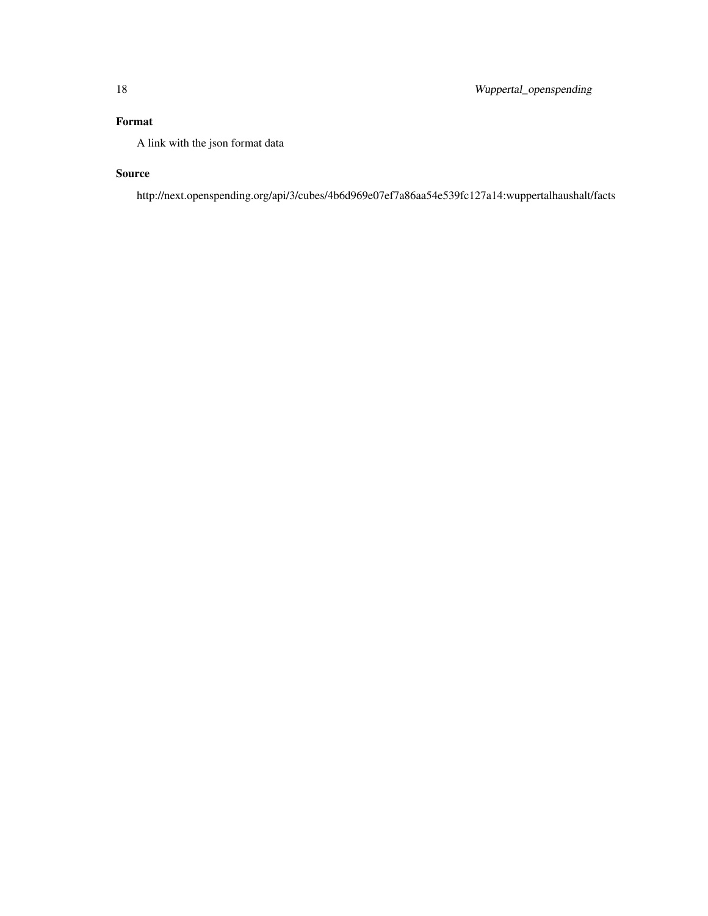### Format

A link with the json format data

### Source

http://next.openspending.org/api/3/cubes/4b6d969e07ef7a86aa54e539fc127a14:wuppertalhaushalt/facts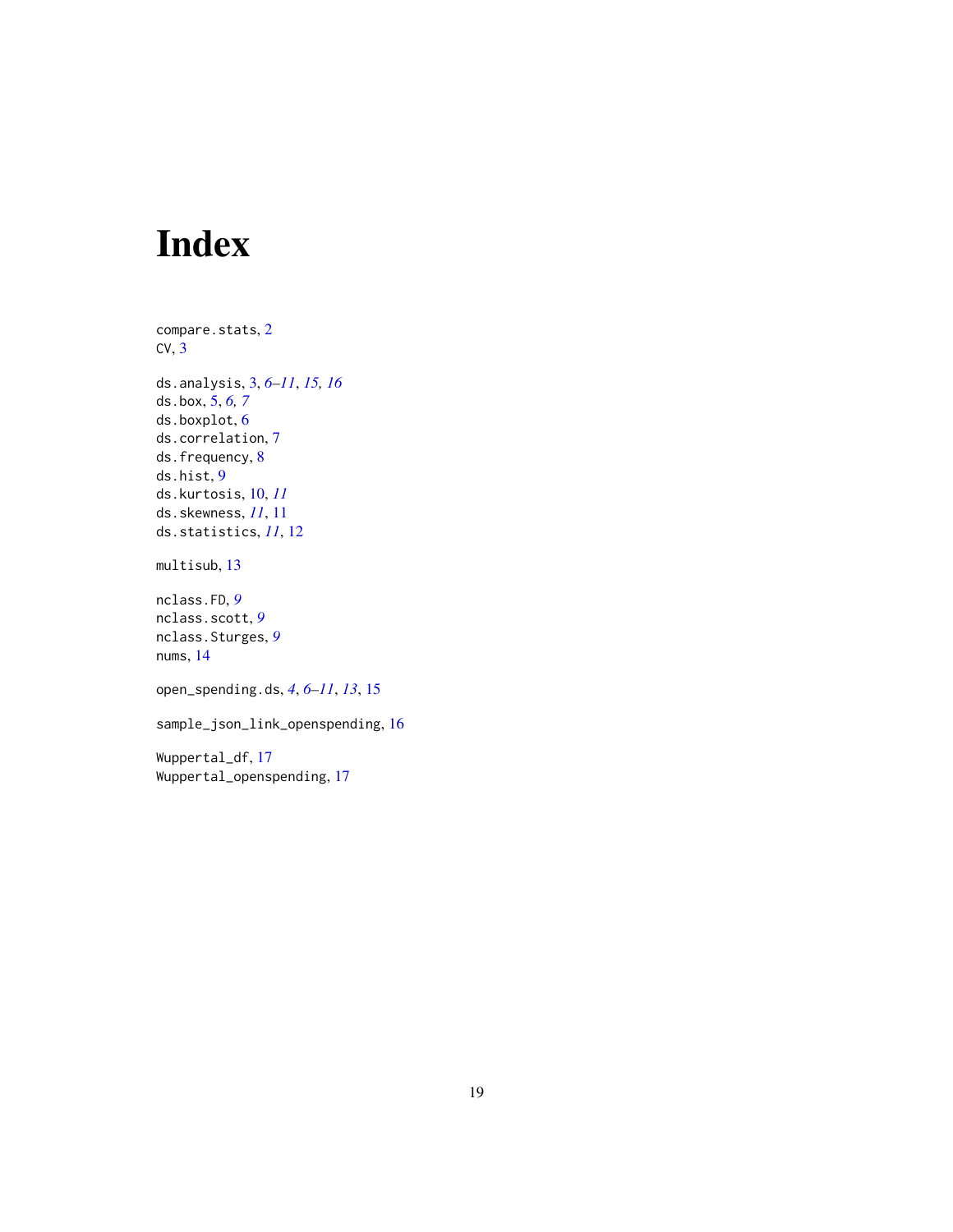# Index

compare.stats, 2
CV, 3

ds.analysis, 3, *6–11*, *15, 16*
ds.box, 5, *6, 7*
ds.boxplot, 6
ds.correlation, 7
ds.frequency, 8
ds.hist, 9
ds.kurtosis, 10, *11*
ds.skewness, *11*, 11
ds.statistics, *11*, 12

multisub, 13

nclass.FD, *9*
nclass.scott, *9*
nclass.Sturges, *9*
nums, 14

open_spending.ds, *4*, *6–11*, *13*, 15

sample_json_link_openspending, 16

Wuppertal_df, 17
Wuppertal_openspending, 17